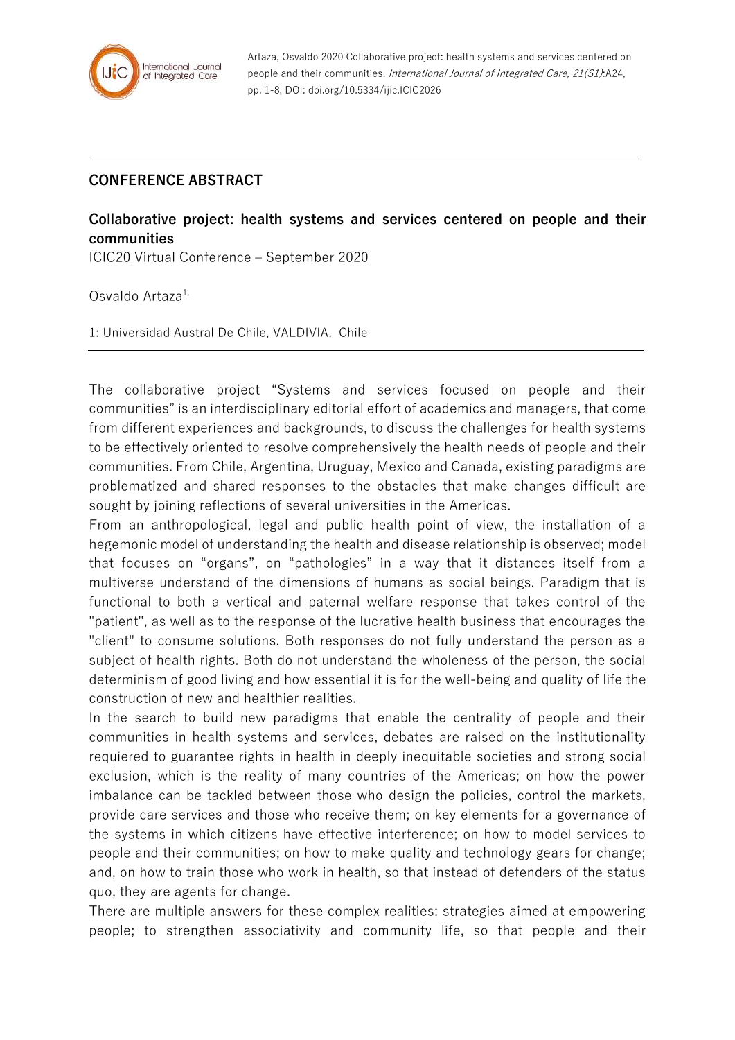Artaza, Osvaldo 2020 Collaborative project: health systems and services centered on people and their communities. *International Journal of Integrated Care, 21(S1)*:A24, pp. 1-8, DOI: doi.org/10.5334/ijic.ICIC2026

## CONFERENCE ABSTRACT

## Collaborative project: health systems and services centered on people and their communities

ICIC20 Virtual Conference – September 2020

Osvaldo Artaza[1,]

1: Universidad Austral De Chile, VALDIVIA, Chile

The collaborative project "Systems and services focused on people and their communities" is an interdisciplinary editorial effort of academics and managers, that come from different experiences and backgrounds, to discuss the challenges for health systems to be effectively oriented to resolve comprehensively the health needs of people and their communities. From Chile, Argentina, Uruguay, Mexico and Canada, existing paradigms are problematized and shared responses to the obstacles that make changes difficult are sought by joining reflections of several universities in the Americas.

From an anthropological, legal and public health point of view, the installation of a hegemonic model of understanding the health and disease relationship is observed; model that focuses on "organs", on "pathologies" in a way that it distances itself from a multiverse understand of the dimensions of humans as social beings. Paradigm that is functional to both a vertical and paternal welfare response that takes control of the "patient", as well as to the response of the lucrative health business that encourages the "client" to consume solutions. Both responses do not fully understand the person as a subject of health rights. Both do not understand the wholeness of the person, the social determinism of good living and how essential it is for the well-being and quality of life the construction of new and healthier realities.

In the search to build new paradigms that enable the centrality of people and their communities in health systems and services, debates are raised on the institutionality requiered to guarantee rights in health in deeply inequitable societies and strong social exclusion, which is the reality of many countries of the Americas; on how the power imbalance can be tackled between those who design the policies, control the markets, provide care services and those who receive them; on key elements for a governance of the systems in which citizens have effective interference; on how to model services to people and their communities; on how to make quality and technology gears for change; and, on how to train those who work in health, so that instead of defenders of the status quo, they are agents for change.

There are multiple answers for these complex realities: strategies aimed at empowering people; to strengthen associativity and community life, so that people and their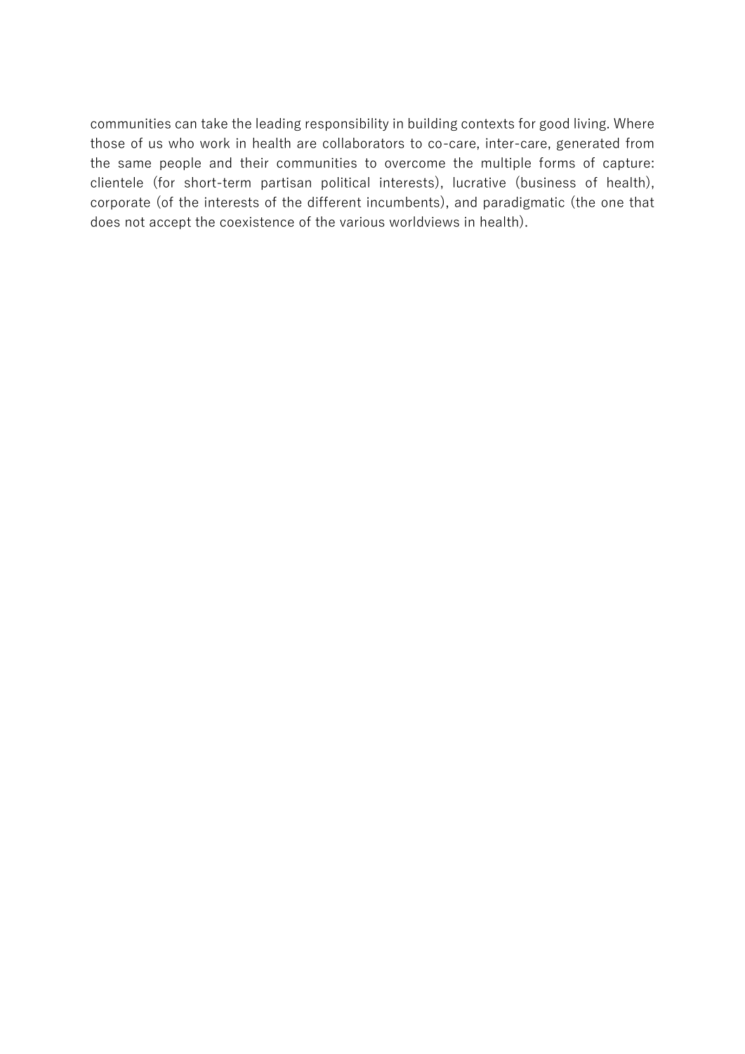communities can take the leading responsibility in building contexts for good living. Where those of us who work in health are collaborators to co-care, inter-care, generated from the same people and their communities to overcome the multiple forms of capture: clientele (for short-term partisan political interests), lucrative (business of health), corporate (of the interests of the different incumbents), and paradigmatic (the one that does not accept the coexistence of the various worldviews in health).